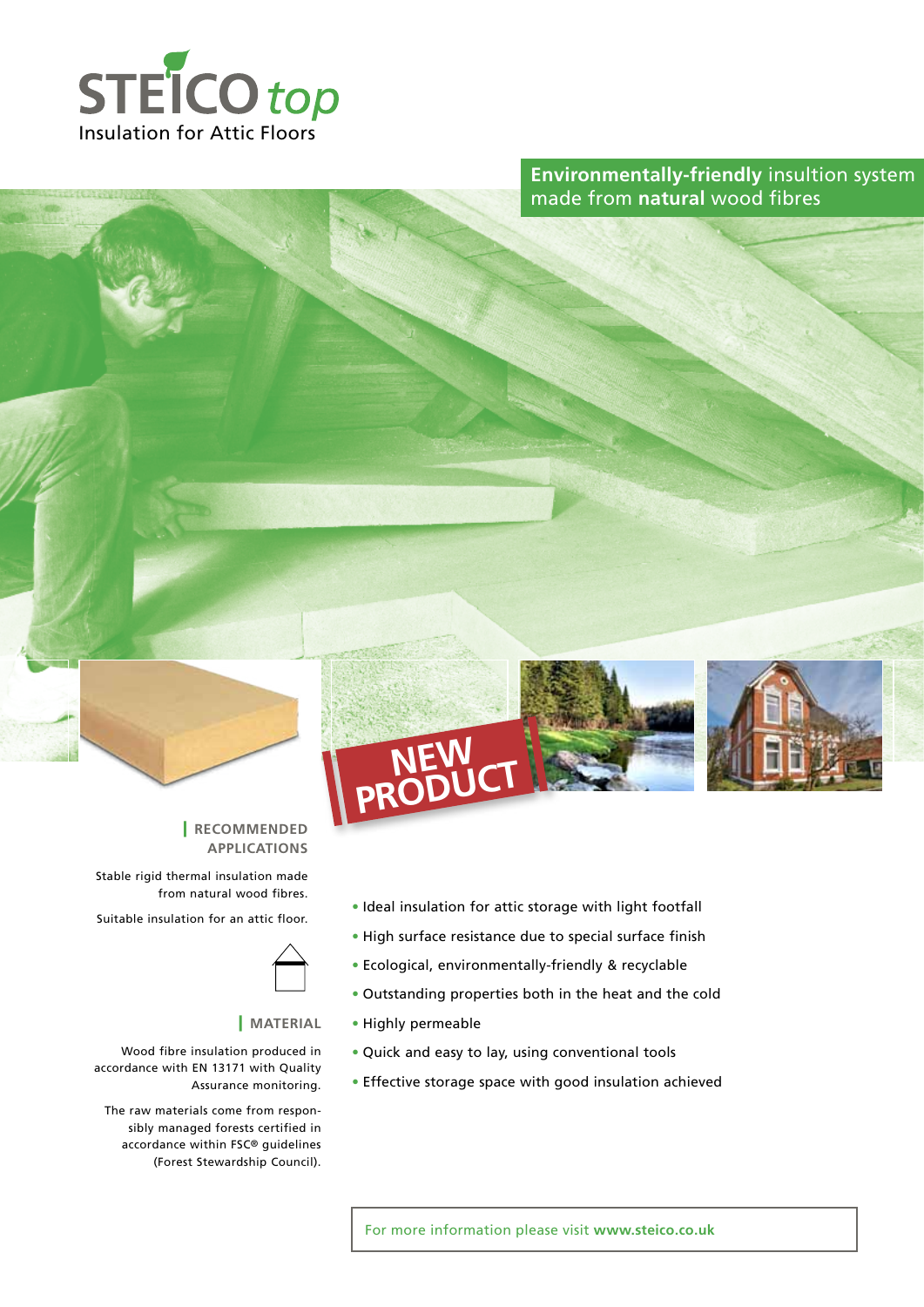# STEICO top

Insulation for Attic Floors

**Environmentally-friendly** insultion system made from **natural** wood fibres

NEW PRODUCT

## RECOMMENDED APPLICATIONS

Stable rigid thermal insulation made from natural wood fibres.

Suitable insulation for an attic floor.

## MATERIAL

Wood fibre insulation produced in accordance with EN 13171 with Quality Assurance monitoring.

The raw materials come from responsibly managed forests certified in accordance within FSC® guidelines (Forest Stewardship Council).

- Ideal insulation for attic storage with light footfall
- High surface resistance due to special surface finish
- Ecological, environmentally-friendly & recyclable
- Outstanding properties both in the heat and the cold
- Highly permeable
- Quick and easy to lay, using conventional tools
- Effective storage space with good insulation achieved

For more information please visit **www.steico.co.uk**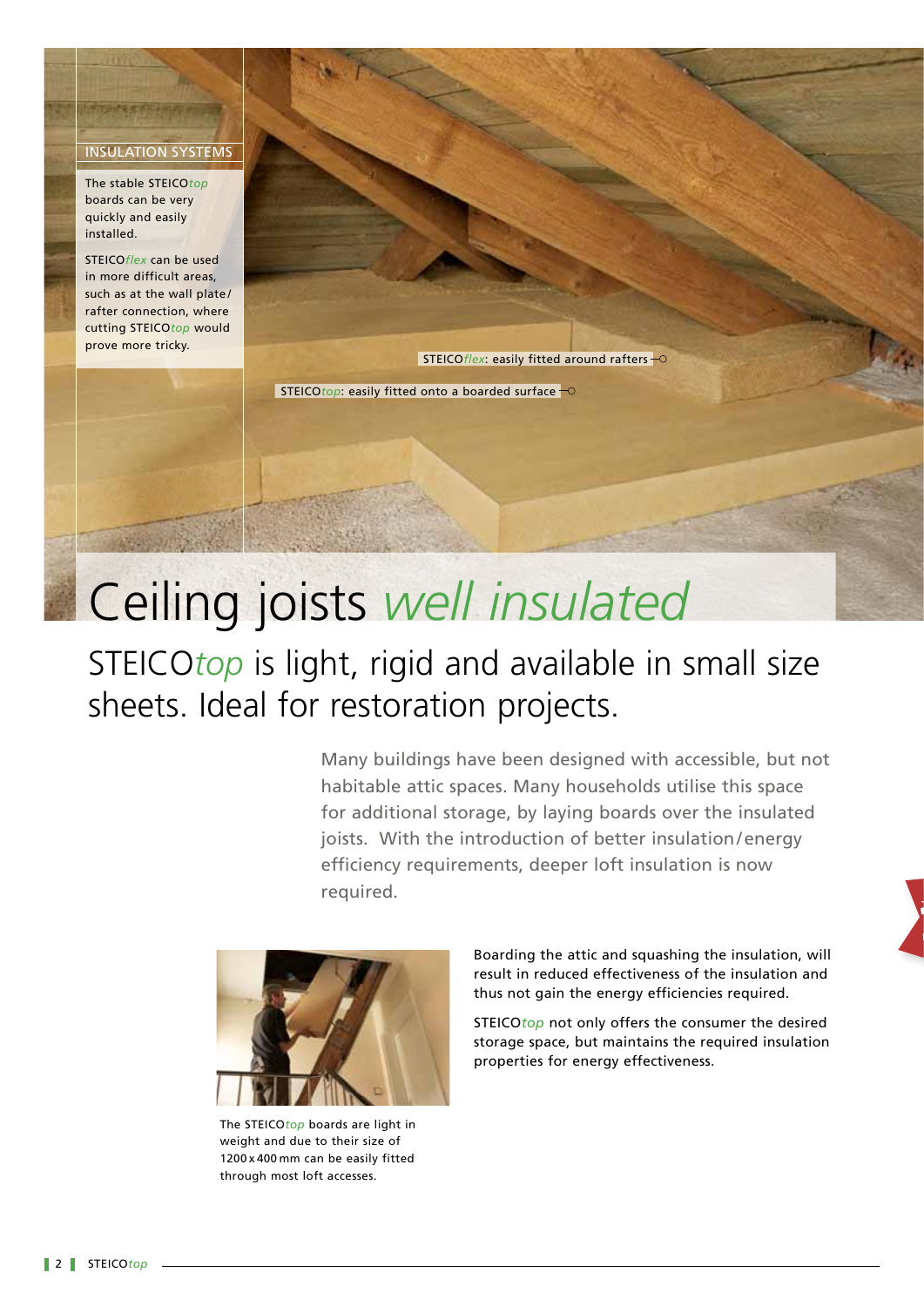INSULATION SYSTEMS

The stable STEICO*top* boards can be very quickly and easily installed.

STEICO*flex* can be used in more difficult areas, such as at the wall plate/rafter connection, where cutting STEICO*top* would prove more tricky.

STEICO*flex*: easily fitted around rafters

STEICO*top*: easily fitted onto a boarded surface

# Ceiling joists *well insulated*

## STEICO*top* is light, rigid and available in small size sheets. Ideal for restoration projects.

Many buildings have been designed with accessible, but not habitable attic spaces. Many households utilise this space for additional storage, by laying boards over the insulated joists. With the introduction of better insulation/energy efficiency requirements, deeper loft insulation is now required.

The STEICO*top* boards are light in weight and due to their size of 1200 x 400 mm can be easily fitted through most loft accesses.

Boarding the attic and squashing the insulation, will result in reduced effectiveness of the insulation and thus not gain the energy efficiencies required.

STEICO*top* not only offers the consumer the desired storage space, but maintains the required insulation properties for energy effectiveness.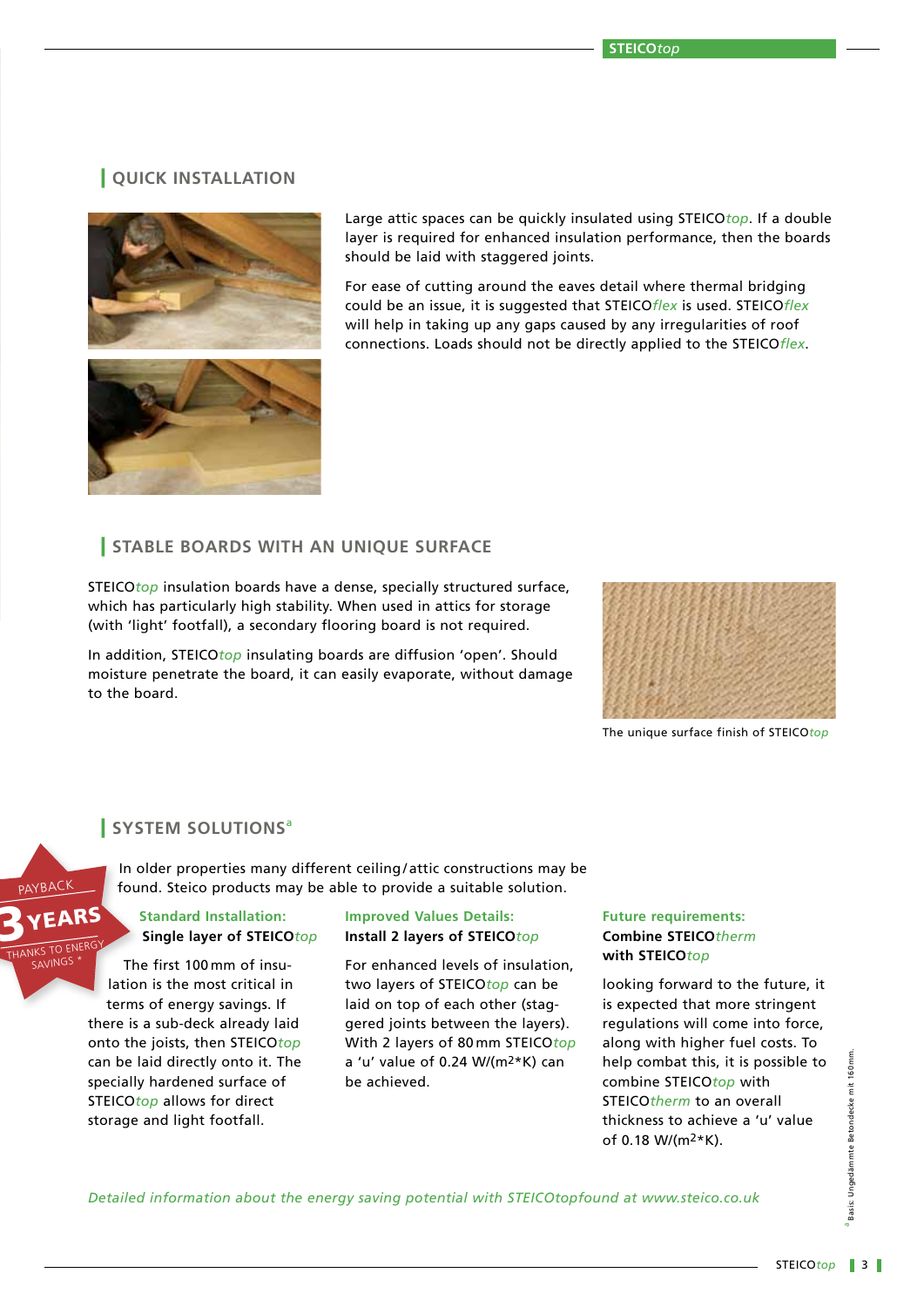## QUICK INSTALLATION

Large attic spaces can be quickly insulated using STEICO*top*. If a double layer is required for enhanced insulation performance, then the boards should be laid with staggered joints.

For ease of cutting around the eaves detail where thermal bridging could be an issue, it is suggested that STEICO*flex* is used. STEICO*flex* will help in taking up any gaps caused by any irregularities of roof connections. Loads should not be directly applied to the STEICO*flex*.

## STABLE BOARDS WITH AN UNIQUE SURFACE

STEICO*top* insulation boards have a dense, specially structured surface, which has particularly high stability. When used in attics for storage (with 'light' footfall), a secondary flooring board is not required.

In addition, STEICO*top* insulating boards are diffusion 'open'. Should moisture penetrate the board, it can easily evaporate, without damage to the board.

The unique surface finish of STEICO*top*

## SYSTEM SOLUTIONS[a]

PAYBACK **3 YEARS** THANKS TO ENERGY SAVINGS *

In older properties many different ceiling/attic constructions may be found. Steico products may be able to provide a suitable solution.

**Standard Installation:**
**Single layer of STEICO*top***

The first 100 mm of insulation is the most critical in terms of energy savings. If there is a sub-deck already laid onto the joists, then STEICO*top* can be laid directly onto it. The specially hardened surface of STEICO*top* allows for direct storage and light footfall.

**Improved Values Details:**
**Install 2 layers of STEICO*top***

For enhanced levels of insulation, two layers of STEICO*top* can be laid on top of each other (staggered joints between the layers). With 2 layers of 80 mm STEICO*top* a 'u' value of 0.24 W/(m²*K) can be achieved.

**Future requirements:**
**Combine STEICO*therm* with STEICO*top***

looking forward to the future, it is expected that more stringent regulations will come into force, along with higher fuel costs. To help combat this, it is possible to combine STEICO*top* with STEICO*therm* to an overall thickness to achieve a 'u' value of 0.18 W/(m²*K).

*Detailed information about the energy saving potential with STEICOtopfound at www.steico.co.uk*

[a] Basis: Ungedämmte Betondecke mit 160 mm.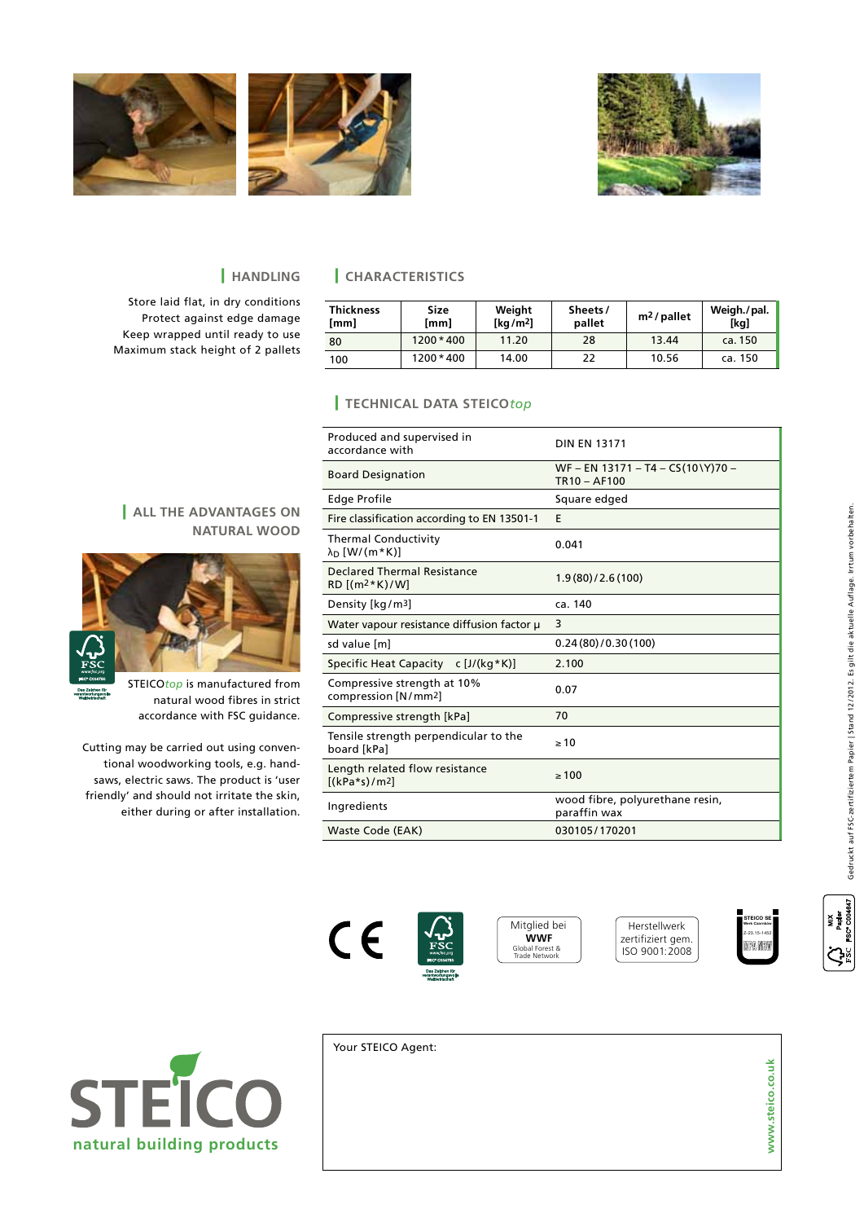## HANDLING

Store laid flat, in dry conditions
Protect against edge damage
Keep wrapped until ready to use
Maximum stack height of 2 pallets

## CHARACTERISTICS

| Thickness [mm] | Size [mm] | Weight [kg/m2] | Sheets/ pallet | m2/pallet | Weigh./pal. [kg] |
|---|---|---|---|---|---|
| 80 | 1200*400 | 11.20 | 28 | 13.44 | ca. 150 |
| 100 | 1200*400 | 14.00 | 22 | 10.56 | ca. 150 |

## TECHNICAL DATA STEICO*top*

| | |
|---|---|
| Produced and supervised in accordance with | DIN EN 13171 |
| Board Designation | WF – EN 13171 – T4 – CS(10\Y)70 – TR10 – AF100 |
| Edge Profile | Square edged |
| Fire classification according to EN 13501-1 | E |
| Thermal Conductivity $\lambda_D$ [W/(m*K)] | 0.041 |
| Declared Thermal Resistance RD [(m2*K)/W] | 1.9 (80)/2.6 (100) |
| Density [kg/m3] | ca. 140 |
| Water vapour resistance diffusion factor μ | 3 |
| sd value [m] | 0.24 (80)/0.30 (100) |
| Specific Heat Capacity c [J/(kg*K)] | 2.100 |
| Compressive strength at 10% compression [N/mm2] | 0.07 |
| Compressive strength [kPa] | 70 |
| Tensile strength perpendicular to the board [kPa] | ≥ 10 |
| Length related flow resistance [(kPa*s)/m2] | ≥ 100 |
| Ingredients | wood fibre, polyurethane resin, paraffin wax |
| Waste Code (EAK) | 030105/170201 |

## ALL THE ADVANTAGES ON NATURAL WOOD

STEICO*top* is manufactured from natural wood fibres in strict accordance with FSC guidance.

Cutting may be carried out using conventional woodworking tools, e.g. handsaws, electric saws. The product is 'user friendly' and should not irritate the skin, either during or after installation.

Mitglied bei WWF Global Forest & Trade Network

Herstellwerk zertifiziert gem. ISO 9001:2008

STEICO natural building products

Your STEICO Agent:

www.steico.co.uk

Gedruckt auf FSC-zertifiziertem Papier | Stand 12/2012. Es gilt die aktuelle Auflage. Irrtum vorbehalten.